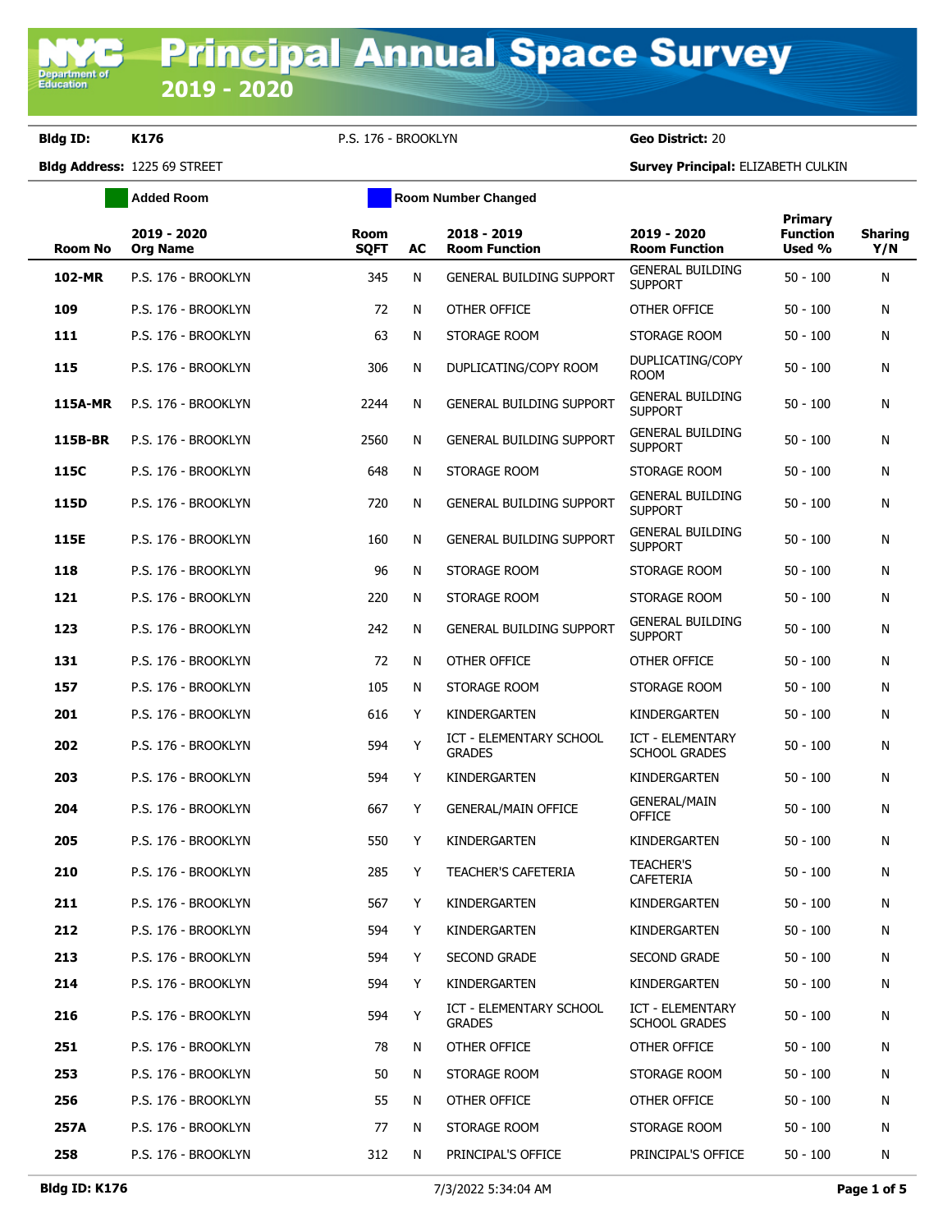# Principal Annual Space Survey 2019 - 2020

**Bldg ID:** K176 P.S. 176 - BROOKLYN **Geo District:** 20

**Bldg Address:** 1225 69 STREET **Survey Principal:** ELIZABETH CULKIN

Added Room | Room Number Changed

| Room No | 2019 - 2020 Org Name | Room SQFT | AC | 2018 - 2019 Room Function | 2019 - 2020 Room Function | Primary Function Used % | Sharing Y/N |
|---|---|---|---|---|---|---|---|
| 102-MR | P.S. 176 - BROOKLYN | 345 | N | GENERAL BUILDING SUPPORT | GENERAL BUILDING SUPPORT | 50 - 100 | N |
| 109 | P.S. 176 - BROOKLYN | 72 | N | OTHER OFFICE | OTHER OFFICE | 50 - 100 | N |
| 111 | P.S. 176 - BROOKLYN | 63 | N | STORAGE ROOM | STORAGE ROOM | 50 - 100 | N |
| 115 | P.S. 176 - BROOKLYN | 306 | N | DUPLICATING/COPY ROOM | DUPLICATING/COPY ROOM | 50 - 100 | N |
| 115A-MR | P.S. 176 - BROOKLYN | 2244 | N | GENERAL BUILDING SUPPORT | GENERAL BUILDING SUPPORT | 50 - 100 | N |
| 115B-BR | P.S. 176 - BROOKLYN | 2560 | N | GENERAL BUILDING SUPPORT | GENERAL BUILDING SUPPORT | 50 - 100 | N |
| 115C | P.S. 176 - BROOKLYN | 648 | N | STORAGE ROOM | STORAGE ROOM | 50 - 100 | N |
| 115D | P.S. 176 - BROOKLYN | 720 | N | GENERAL BUILDING SUPPORT | GENERAL BUILDING SUPPORT | 50 - 100 | N |
| 115E | P.S. 176 - BROOKLYN | 160 | N | GENERAL BUILDING SUPPORT | GENERAL BUILDING SUPPORT | 50 - 100 | N |
| 118 | P.S. 176 - BROOKLYN | 96 | N | STORAGE ROOM | STORAGE ROOM | 50 - 100 | N |
| 121 | P.S. 176 - BROOKLYN | 220 | N | STORAGE ROOM | STORAGE ROOM | 50 - 100 | N |
| 123 | P.S. 176 - BROOKLYN | 242 | N | GENERAL BUILDING SUPPORT | GENERAL BUILDING SUPPORT | 50 - 100 | N |
| 131 | P.S. 176 - BROOKLYN | 72 | N | OTHER OFFICE | OTHER OFFICE | 50 - 100 | N |
| 157 | P.S. 176 - BROOKLYN | 105 | N | STORAGE ROOM | STORAGE ROOM | 50 - 100 | N |
| 201 | P.S. 176 - BROOKLYN | 616 | Y | KINDERGARTEN | KINDERGARTEN | 50 - 100 | N |
| 202 | P.S. 176 - BROOKLYN | 594 | Y | ICT - ELEMENTARY SCHOOL GRADES | ICT - ELEMENTARY SCHOOL GRADES | 50 - 100 | N |
| 203 | P.S. 176 - BROOKLYN | 594 | Y | KINDERGARTEN | KINDERGARTEN | 50 - 100 | N |
| 204 | P.S. 176 - BROOKLYN | 667 | Y | GENERAL/MAIN OFFICE | GENERAL/MAIN OFFICE | 50 - 100 | N |
| 205 | P.S. 176 - BROOKLYN | 550 | Y | KINDERGARTEN | KINDERGARTEN | 50 - 100 | N |
| 210 | P.S. 176 - BROOKLYN | 285 | Y | TEACHER'S CAFETERIA | TEACHER'S CAFETERIA | 50 - 100 | N |
| 211 | P.S. 176 - BROOKLYN | 567 | Y | KINDERGARTEN | KINDERGARTEN | 50 - 100 | N |
| 212 | P.S. 176 - BROOKLYN | 594 | Y | KINDERGARTEN | KINDERGARTEN | 50 - 100 | N |
| 213 | P.S. 176 - BROOKLYN | 594 | Y | SECOND GRADE | SECOND GRADE | 50 - 100 | N |
| 214 | P.S. 176 - BROOKLYN | 594 | Y | KINDERGARTEN | KINDERGARTEN | 50 - 100 | N |
| 216 | P.S. 176 - BROOKLYN | 594 | Y | ICT - ELEMENTARY SCHOOL GRADES | ICT - ELEMENTARY SCHOOL GRADES | 50 - 100 | N |
| 251 | P.S. 176 - BROOKLYN | 78 | N | OTHER OFFICE | OTHER OFFICE | 50 - 100 | N |
| 253 | P.S. 176 - BROOKLYN | 50 | N | STORAGE ROOM | STORAGE ROOM | 50 - 100 | N |
| 256 | P.S. 176 - BROOKLYN | 55 | N | OTHER OFFICE | OTHER OFFICE | 50 - 100 | N |
| 257A | P.S. 176 - BROOKLYN | 77 | N | STORAGE ROOM | STORAGE ROOM | 50 - 100 | N |
| 258 | P.S. 176 - BROOKLYN | 312 | N | PRINCIPAL'S OFFICE | PRINCIPAL'S OFFICE | 50 - 100 | N |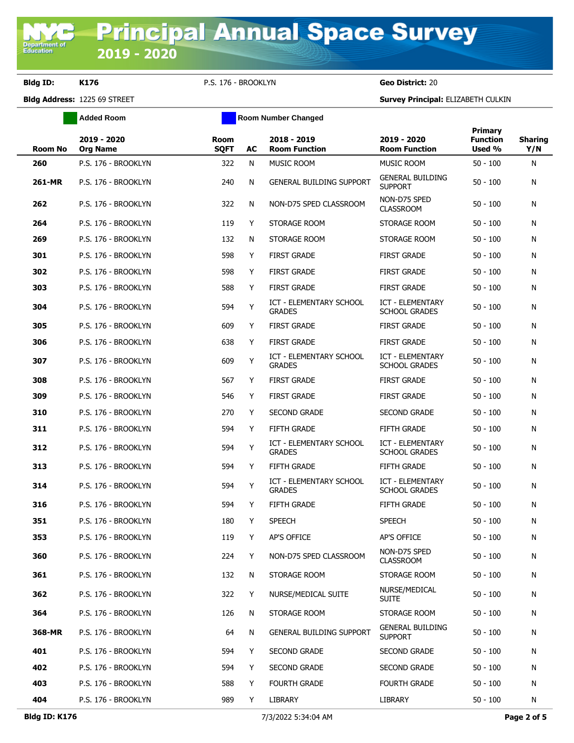# Principal Annual Space Survey 2019 - 2020

**Bldg ID:** K176 P.S. 176 - BROOKLYN **Geo District:** 20

**Bldg Address:** 1225 69 STREET **Survey Principal:** ELIZABETH CULKIN

Added Room | Room Number Changed

| Room No | 2019 - 2020 Org Name | Room SQFT | AC | 2018 - 2019 Room Function | 2019 - 2020 Room Function | Primary Function Used % | Sharing Y/N |
|---|---|---|---|---|---|---|---|
| 260 | P.S. 176 - BROOKLYN | 322 | N | MUSIC ROOM | MUSIC ROOM | 50 - 100 | N |
| 261-MR | P.S. 176 - BROOKLYN | 240 | N | GENERAL BUILDING SUPPORT | GENERAL BUILDING SUPPORT | 50 - 100 | N |
| 262 | P.S. 176 - BROOKLYN | 322 | N | NON-D75 SPED CLASSROOM | NON-D75 SPED CLASSROOM | 50 - 100 | N |
| 264 | P.S. 176 - BROOKLYN | 119 | Y | STORAGE ROOM | STORAGE ROOM | 50 - 100 | N |
| 269 | P.S. 176 - BROOKLYN | 132 | N | STORAGE ROOM | STORAGE ROOM | 50 - 100 | N |
| 301 | P.S. 176 - BROOKLYN | 598 | Y | FIRST GRADE | FIRST GRADE | 50 - 100 | N |
| 302 | P.S. 176 - BROOKLYN | 598 | Y | FIRST GRADE | FIRST GRADE | 50 - 100 | N |
| 303 | P.S. 176 - BROOKLYN | 588 | Y | FIRST GRADE | FIRST GRADE | 50 - 100 | N |
| 304 | P.S. 176 - BROOKLYN | 594 | Y | ICT - ELEMENTARY SCHOOL GRADES | ICT - ELEMENTARY SCHOOL GRADES | 50 - 100 | N |
| 305 | P.S. 176 - BROOKLYN | 609 | Y | FIRST GRADE | FIRST GRADE | 50 - 100 | N |
| 306 | P.S. 176 - BROOKLYN | 638 | Y | FIRST GRADE | FIRST GRADE | 50 - 100 | N |
| 307 | P.S. 176 - BROOKLYN | 609 | Y | ICT - ELEMENTARY SCHOOL GRADES | ICT - ELEMENTARY SCHOOL GRADES | 50 - 100 | N |
| 308 | P.S. 176 - BROOKLYN | 567 | Y | FIRST GRADE | FIRST GRADE | 50 - 100 | N |
| 309 | P.S. 176 - BROOKLYN | 546 | Y | FIRST GRADE | FIRST GRADE | 50 - 100 | N |
| 310 | P.S. 176 - BROOKLYN | 270 | Y | SECOND GRADE | SECOND GRADE | 50 - 100 | N |
| 311 | P.S. 176 - BROOKLYN | 594 | Y | FIFTH GRADE | FIFTH GRADE | 50 - 100 | N |
| 312 | P.S. 176 - BROOKLYN | 594 | Y | ICT - ELEMENTARY SCHOOL GRADES | ICT - ELEMENTARY SCHOOL GRADES | 50 - 100 | N |
| 313 | P.S. 176 - BROOKLYN | 594 | Y | FIFTH GRADE | FIFTH GRADE | 50 - 100 | N |
| 314 | P.S. 176 - BROOKLYN | 594 | Y | ICT - ELEMENTARY SCHOOL GRADES | ICT - ELEMENTARY SCHOOL GRADES | 50 - 100 | N |
| 316 | P.S. 176 - BROOKLYN | 594 | Y | FIFTH GRADE | FIFTH GRADE | 50 - 100 | N |
| 351 | P.S. 176 - BROOKLYN | 180 | Y | SPEECH | SPEECH | 50 - 100 | N |
| 353 | P.S. 176 - BROOKLYN | 119 | Y | AP'S OFFICE | AP'S OFFICE | 50 - 100 | N |
| 360 | P.S. 176 - BROOKLYN | 224 | Y | NON-D75 SPED CLASSROOM | NON-D75 SPED CLASSROOM | 50 - 100 | N |
| 361 | P.S. 176 - BROOKLYN | 132 | N | STORAGE ROOM | STORAGE ROOM | 50 - 100 | N |
| 362 | P.S. 176 - BROOKLYN | 322 | Y | NURSE/MEDICAL SUITE | NURSE/MEDICAL SUITE | 50 - 100 | N |
| 364 | P.S. 176 - BROOKLYN | 126 | N | STORAGE ROOM | STORAGE ROOM | 50 - 100 | N |
| 368-MR | P.S. 176 - BROOKLYN | 64 | N | GENERAL BUILDING SUPPORT | GENERAL BUILDING SUPPORT | 50 - 100 | N |
| 401 | P.S. 176 - BROOKLYN | 594 | Y | SECOND GRADE | SECOND GRADE | 50 - 100 | N |
| 402 | P.S. 176 - BROOKLYN | 594 | Y | SECOND GRADE | SECOND GRADE | 50 - 100 | N |
| 403 | P.S. 176 - BROOKLYN | 588 | Y | FOURTH GRADE | FOURTH GRADE | 50 - 100 | N |
| 404 | P.S. 176 - BROOKLYN | 989 | Y | LIBRARY | LIBRARY | 50 - 100 | N |

**Bldg ID: K176** 7/3/2022 5:34:04 AM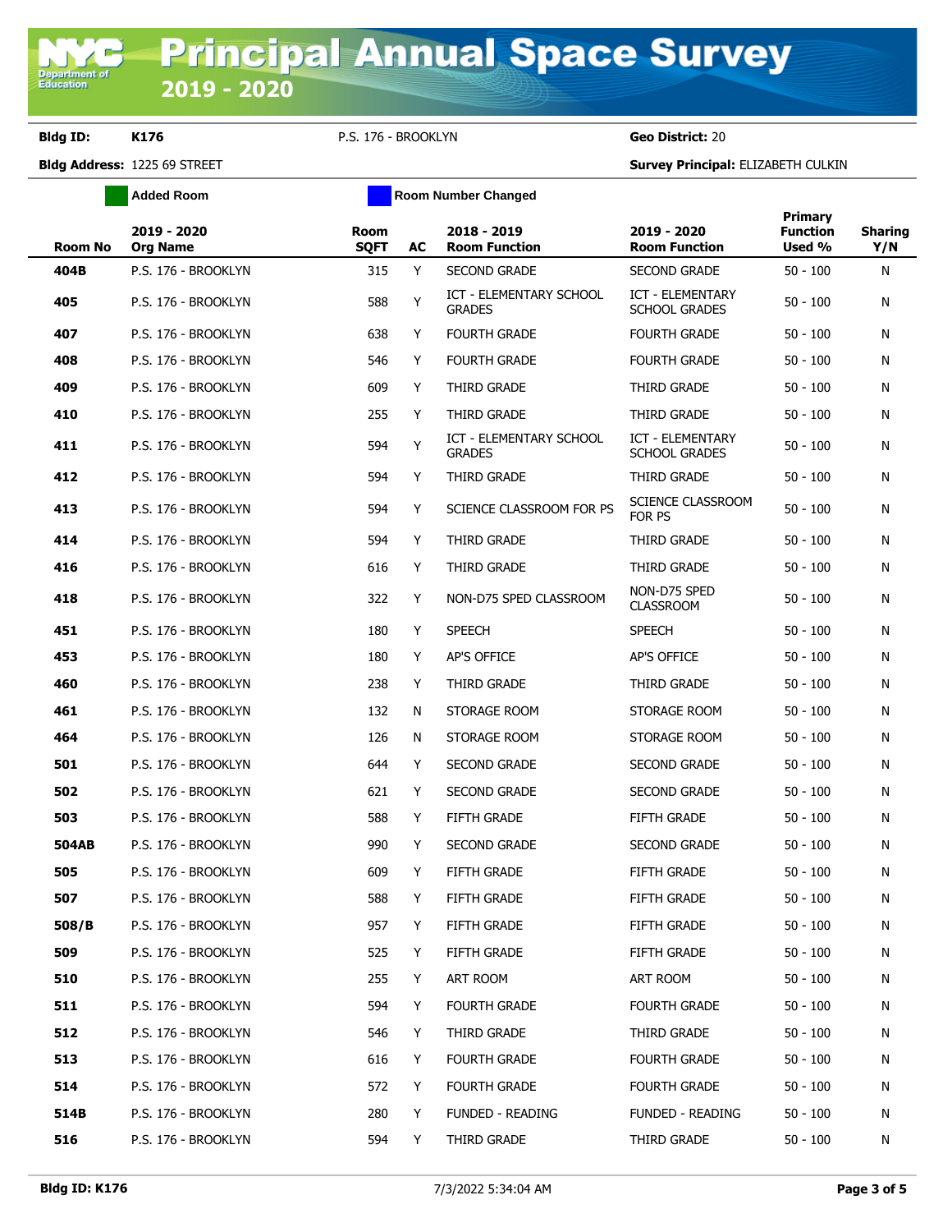# Principal Annual Space Survey 2019 - 2020

**Bldg ID:** K176 P.S. 176 - BROOKLYN **Geo District:** 20

**Bldg Address:** 1225 69 STREET **Survey Principal:** ELIZABETH CULKIN

Added Room | Room Number Changed

| Room No | 2019 - 2020 Org Name | Room SQFT | AC | 2018 - 2019 Room Function | 2019 - 2020 Room Function | Primary Function Used % | Sharing Y/N |
|---|---|---|---|---|---|---|---|
| **404B** | P.S. 176 - BROOKLYN | 315 | Y | SECOND GRADE | SECOND GRADE | 50 - 100 | N |
| **405** | P.S. 176 - BROOKLYN | 588 | Y | ICT - ELEMENTARY SCHOOL GRADES | ICT - ELEMENTARY SCHOOL GRADES | 50 - 100 | N |
| **407** | P.S. 176 - BROOKLYN | 638 | Y | FOURTH GRADE | FOURTH GRADE | 50 - 100 | N |
| **408** | P.S. 176 - BROOKLYN | 546 | Y | FOURTH GRADE | FOURTH GRADE | 50 - 100 | N |
| **409** | P.S. 176 - BROOKLYN | 609 | Y | THIRD GRADE | THIRD GRADE | 50 - 100 | N |
| **410** | P.S. 176 - BROOKLYN | 255 | Y | THIRD GRADE | THIRD GRADE | 50 - 100 | N |
| **411** | P.S. 176 - BROOKLYN | 594 | Y | ICT - ELEMENTARY SCHOOL GRADES | ICT - ELEMENTARY SCHOOL GRADES | 50 - 100 | N |
| **412** | P.S. 176 - BROOKLYN | 594 | Y | THIRD GRADE | THIRD GRADE | 50 - 100 | N |
| **413** | P.S. 176 - BROOKLYN | 594 | Y | SCIENCE CLASSROOM FOR PS | SCIENCE CLASSROOM FOR PS | 50 - 100 | N |
| **414** | P.S. 176 - BROOKLYN | 594 | Y | THIRD GRADE | THIRD GRADE | 50 - 100 | N |
| **416** | P.S. 176 - BROOKLYN | 616 | Y | THIRD GRADE | THIRD GRADE | 50 - 100 | N |
| **418** | P.S. 176 - BROOKLYN | 322 | Y | NON-D75 SPED CLASSROOM | NON-D75 SPED CLASSROOM | 50 - 100 | N |
| **451** | P.S. 176 - BROOKLYN | 180 | Y | SPEECH | SPEECH | 50 - 100 | N |
| **453** | P.S. 176 - BROOKLYN | 180 | Y | AP'S OFFICE | AP'S OFFICE | 50 - 100 | N |
| **460** | P.S. 176 - BROOKLYN | 238 | Y | THIRD GRADE | THIRD GRADE | 50 - 100 | N |
| **461** | P.S. 176 - BROOKLYN | 132 | N | STORAGE ROOM | STORAGE ROOM | 50 - 100 | N |
| **464** | P.S. 176 - BROOKLYN | 126 | N | STORAGE ROOM | STORAGE ROOM | 50 - 100 | N |
| **501** | P.S. 176 - BROOKLYN | 644 | Y | SECOND GRADE | SECOND GRADE | 50 - 100 | N |
| **502** | P.S. 176 - BROOKLYN | 621 | Y | SECOND GRADE | SECOND GRADE | 50 - 100 | N |
| **503** | P.S. 176 - BROOKLYN | 588 | Y | FIFTH GRADE | FIFTH GRADE | 50 - 100 | N |
| **504AB** | P.S. 176 - BROOKLYN | 990 | Y | SECOND GRADE | SECOND GRADE | 50 - 100 | N |
| **505** | P.S. 176 - BROOKLYN | 609 | Y | FIFTH GRADE | FIFTH GRADE | 50 - 100 | N |
| **507** | P.S. 176 - BROOKLYN | 588 | Y | FIFTH GRADE | FIFTH GRADE | 50 - 100 | N |
| **508/B** | P.S. 176 - BROOKLYN | 957 | Y | FIFTH GRADE | FIFTH GRADE | 50 - 100 | N |
| **509** | P.S. 176 - BROOKLYN | 525 | Y | FIFTH GRADE | FIFTH GRADE | 50 - 100 | N |
| **510** | P.S. 176 - BROOKLYN | 255 | Y | ART ROOM | ART ROOM | 50 - 100 | N |
| **511** | P.S. 176 - BROOKLYN | 594 | Y | FOURTH GRADE | FOURTH GRADE | 50 - 100 | N |
| **512** | P.S. 176 - BROOKLYN | 546 | Y | THIRD GRADE | THIRD GRADE | 50 - 100 | N |
| **513** | P.S. 176 - BROOKLYN | 616 | Y | FOURTH GRADE | FOURTH GRADE | 50 - 100 | N |
| **514** | P.S. 176 - BROOKLYN | 572 | Y | FOURTH GRADE | FOURTH GRADE | 50 - 100 | N |
| **514B** | P.S. 176 - BROOKLYN | 280 | Y | FUNDED - READING | FUNDED - READING | 50 - 100 | N |
| **516** | P.S. 176 - BROOKLYN | 594 | Y | THIRD GRADE | THIRD GRADE | 50 - 100 | N |

**Bldg ID: K176** 7/3/2022 5:34:04 AM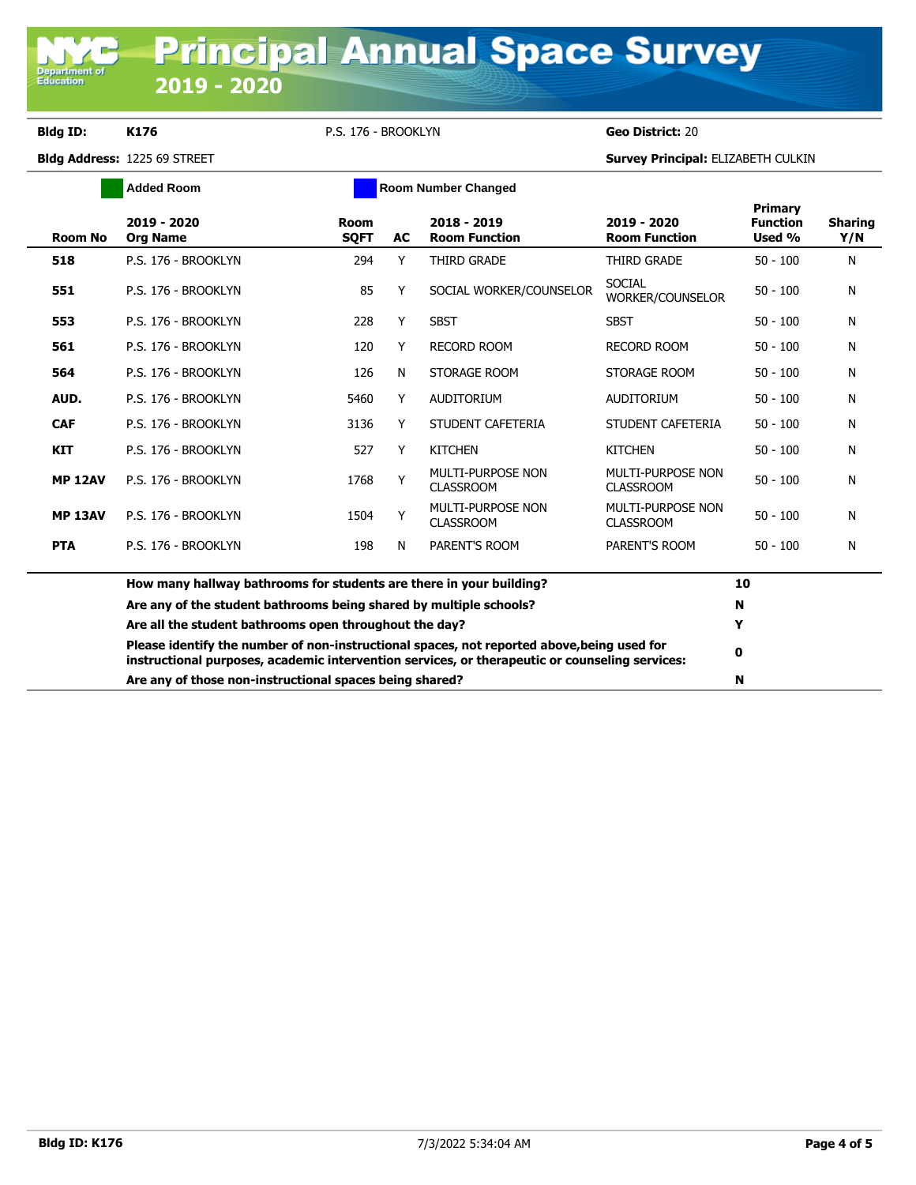# Principal Annual Space Survey 2019 - 2020

**Bldg ID:** K176 &nbsp;&nbsp; P.S. 176 - BROOKLYN &nbsp;&nbsp; **Geo District:** 20

**Bldg Address:** 1225 69 STREET &nbsp;&nbsp; **Survey Principal:** ELIZABETH CULKIN

Added Room &nbsp;&nbsp; Room Number Changed

| Room No | 2019 - 2020 Org Name | Room SQFT | AC | 2018 - 2019 Room Function | 2019 - 2020 Room Function | Primary Function Used % | Sharing Y/N |
|---|---|---|---|---|---|---|---|
| **518** | P.S. 176 - BROOKLYN | 294 | Y | THIRD GRADE | THIRD GRADE | 50 - 100 | N |
| **551** | P.S. 176 - BROOKLYN | 85 | Y | SOCIAL WORKER/COUNSELOR | SOCIAL WORKER/COUNSELOR | 50 - 100 | N |
| **553** | P.S. 176 - BROOKLYN | 228 | Y | SBST | SBST | 50 - 100 | N |
| **561** | P.S. 176 - BROOKLYN | 120 | Y | RECORD ROOM | RECORD ROOM | 50 - 100 | N |
| **564** | P.S. 176 - BROOKLYN | 126 | N | STORAGE ROOM | STORAGE ROOM | 50 - 100 | N |
| **AUD.** | P.S. 176 - BROOKLYN | 5460 | Y | AUDITORIUM | AUDITORIUM | 50 - 100 | N |
| **CAF** | P.S. 176 - BROOKLYN | 3136 | Y | STUDENT CAFETERIA | STUDENT CAFETERIA | 50 - 100 | N |
| **KIT** | P.S. 176 - BROOKLYN | 527 | Y | KITCHEN | KITCHEN | 50 - 100 | N |
| **MP 12AV** | P.S. 176 - BROOKLYN | 1768 | Y | MULTI-PURPOSE NON CLASSROOM | MULTI-PURPOSE NON CLASSROOM | 50 - 100 | N |
| **MP 13AV** | P.S. 176 - BROOKLYN | 1504 | Y | MULTI-PURPOSE NON CLASSROOM | MULTI-PURPOSE NON CLASSROOM | 50 - 100 | N |
| **PTA** | P.S. 176 - BROOKLYN | 198 | N | PARENT'S ROOM | PARENT'S ROOM | 50 - 100 | N |

| Question | Answer |
|---|---|
| **How many hallway bathrooms for students are there in your building?** | **10** |
| **Are any of the student bathrooms being shared by multiple schools?** | **N** |
| **Are all the student bathrooms open throughout the day?** | **Y** |
| **Please identify the number of non-instructional spaces, not reported above,being used for instructional purposes, academic intervention services, or therapeutic or counseling services:** | **0** |
| **Are any of those non-instructional spaces being shared?** | **N** |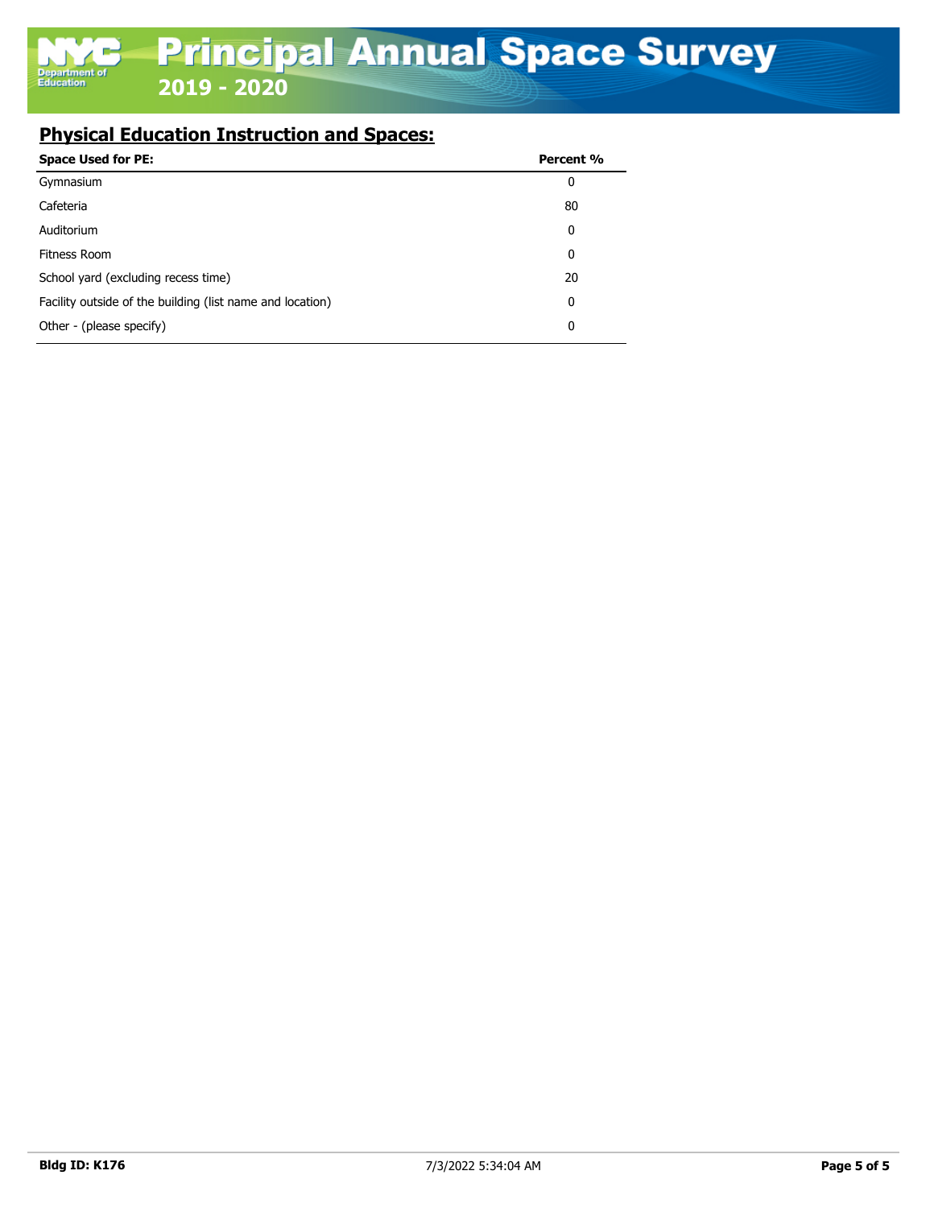## Physical Education Instruction and Spaces:

| Space Used for PE: | Percent % |
|---|---|
| Gymnasium | 0 |
| Cafeteria | 80 |
| Auditorium | 0 |
| Fitness Room | 0 |
| School yard (excluding recess time) | 20 |
| Facility outside of the building (list name and location) | 0 |
| Other - (please specify) | 0 |